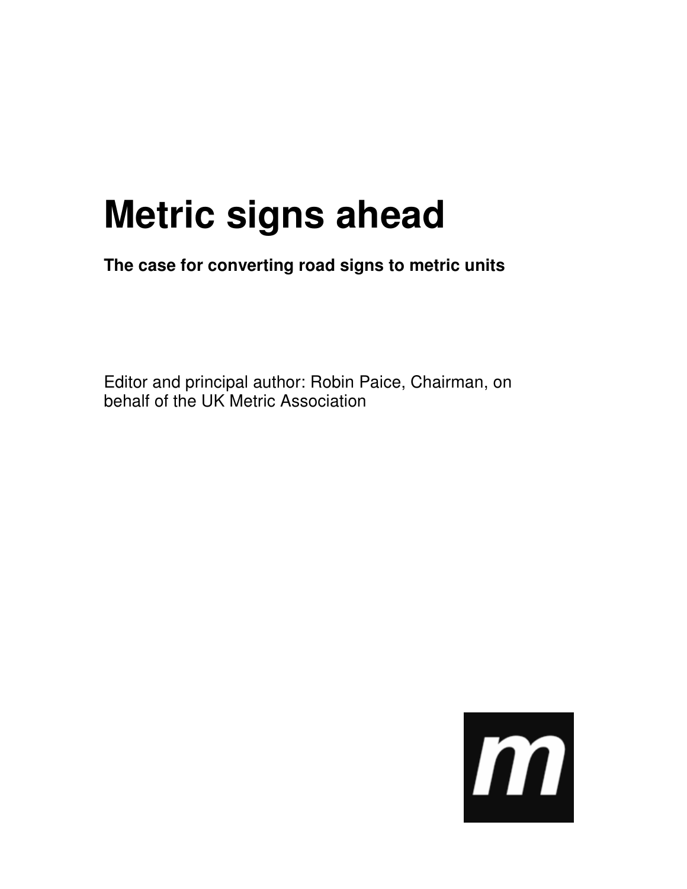# Metric signs ahead

**The case for converting road signs to metric units**

Editor and principal author: Robin Paice, Chairman, on behalf of the UK Metric Association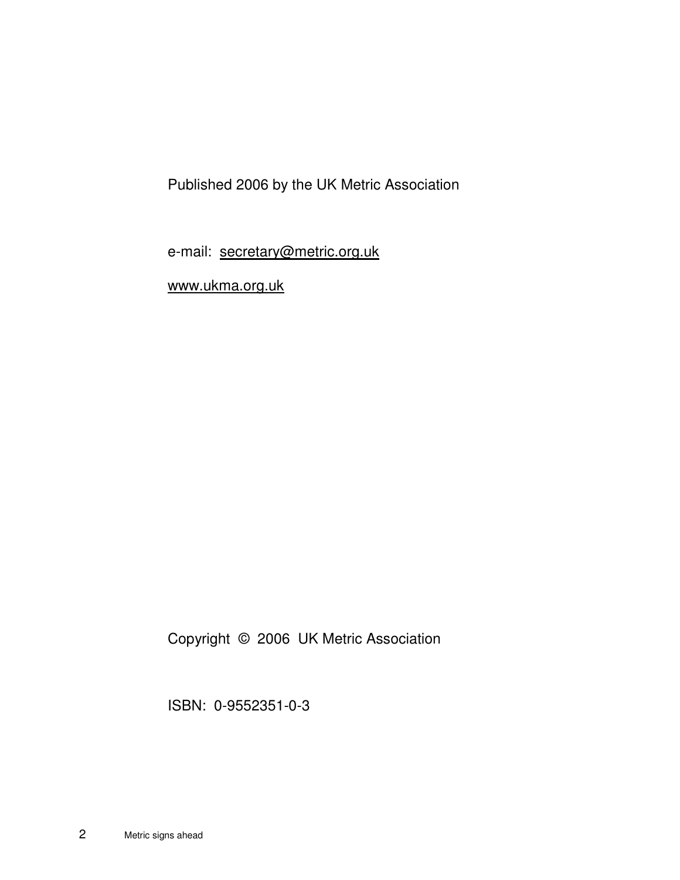Published 2006 by the UK Metric Association

e-mail: secretary@metric.org.uk

www.ukma.org.uk

Copyright © 2006 UK Metric Association

ISBN: 0-9552351-0-3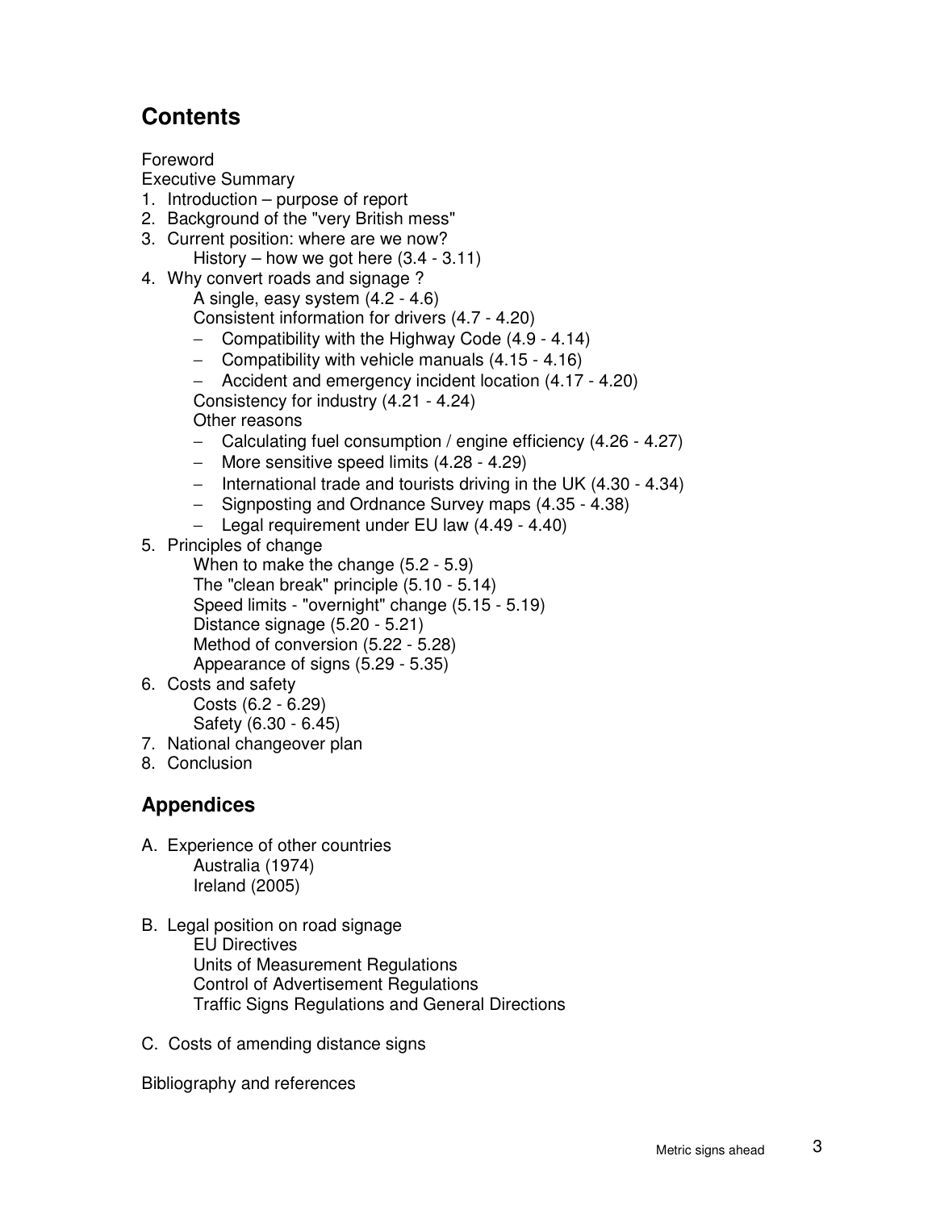## Contents

Foreword

Executive Summary

1. Introduction – purpose of report
2. Background of the "very British mess"
3. Current position: where are we now?
   - History – how we got here (3.4 - 3.11)
4. Why convert roads and signage ?
   - A single, easy system (4.2 - 4.6)
   - Consistent information for drivers (4.7 - 4.20)
     - Compatibility with the Highway Code (4.9 - 4.14)
     - Compatibility with vehicle manuals (4.15 - 4.16)
     - Accident and emergency incident location (4.17 - 4.20)
   - Consistency for industry (4.21 - 4.24)
   - Other reasons
     - Calculating fuel consumption / engine efficiency (4.26 - 4.27)
     - More sensitive speed limits (4.28 - 4.29)
     - International trade and tourists driving in the UK (4.30 - 4.34)
     - Signposting and Ordnance Survey maps (4.35 - 4.38)
     - Legal requirement under EU law (4.49 - 4.40)
5. Principles of change
   - When to make the change (5.2 - 5.9)
   - The "clean break" principle (5.10 - 5.14)
   - Speed limits - "overnight" change (5.15 - 5.19)
   - Distance signage (5.20 - 5.21)
   - Method of conversion (5.22 - 5.28)
   - Appearance of signs (5.29 - 5.35)
6. Costs and safety
   - Costs (6.2 - 6.29)
   - Safety (6.30 - 6.45)
7. National changeover plan
8. Conclusion

## Appendices

A. Experience of other countries
   - Australia (1974)
   - Ireland (2005)

B. Legal position on road signage
   - EU Directives
   - Units of Measurement Regulations
   - Control of Advertisement Regulations
   - Traffic Signs Regulations and General Directions

C. Costs of amending distance signs

Bibliography and references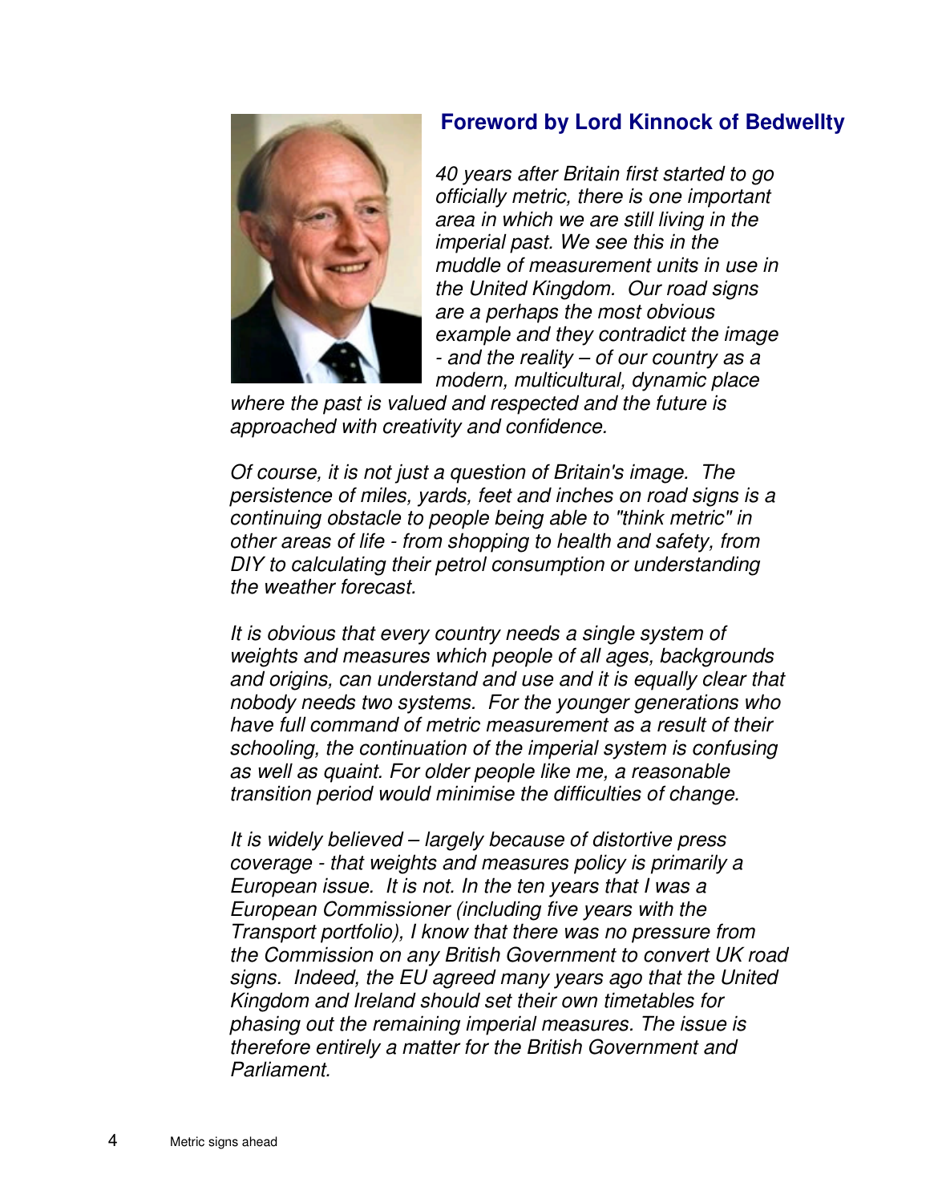## Foreword by Lord Kinnock of Bedwellty

*40 years after Britain first started to go officially metric, there is one important area in which we are still living in the imperial past. We see this in the muddle of measurement units in use in the United Kingdom. Our road signs are a perhaps the most obvious example and they contradict the image - and the reality – of our country as a modern, multicultural, dynamic place where the past is valued and respected and the future is approached with creativity and confidence.*

*Of course, it is not just a question of Britain's image. The persistence of miles, yards, feet and inches on road signs is a continuing obstacle to people being able to "think metric" in other areas of life - from shopping to health and safety, from DIY to calculating their petrol consumption or understanding the weather forecast.*

*It is obvious that every country needs a single system of weights and measures which people of all ages, backgrounds and origins, can understand and use and it is equally clear that nobody needs two systems. For the younger generations who have full command of metric measurement as a result of their schooling, the continuation of the imperial system is confusing as well as quaint. For older people like me, a reasonable transition period would minimise the difficulties of change.*

*It is widely believed – largely because of distortive press coverage - that weights and measures policy is primarily a European issue. It is not. In the ten years that I was a European Commissioner (including five years with the Transport portfolio), I know that there was no pressure from the Commission on any British Government to convert UK road signs. Indeed, the EU agreed many years ago that the United Kingdom and Ireland should set their own timetables for phasing out the remaining imperial measures. The issue is therefore entirely a matter for the British Government and Parliament.*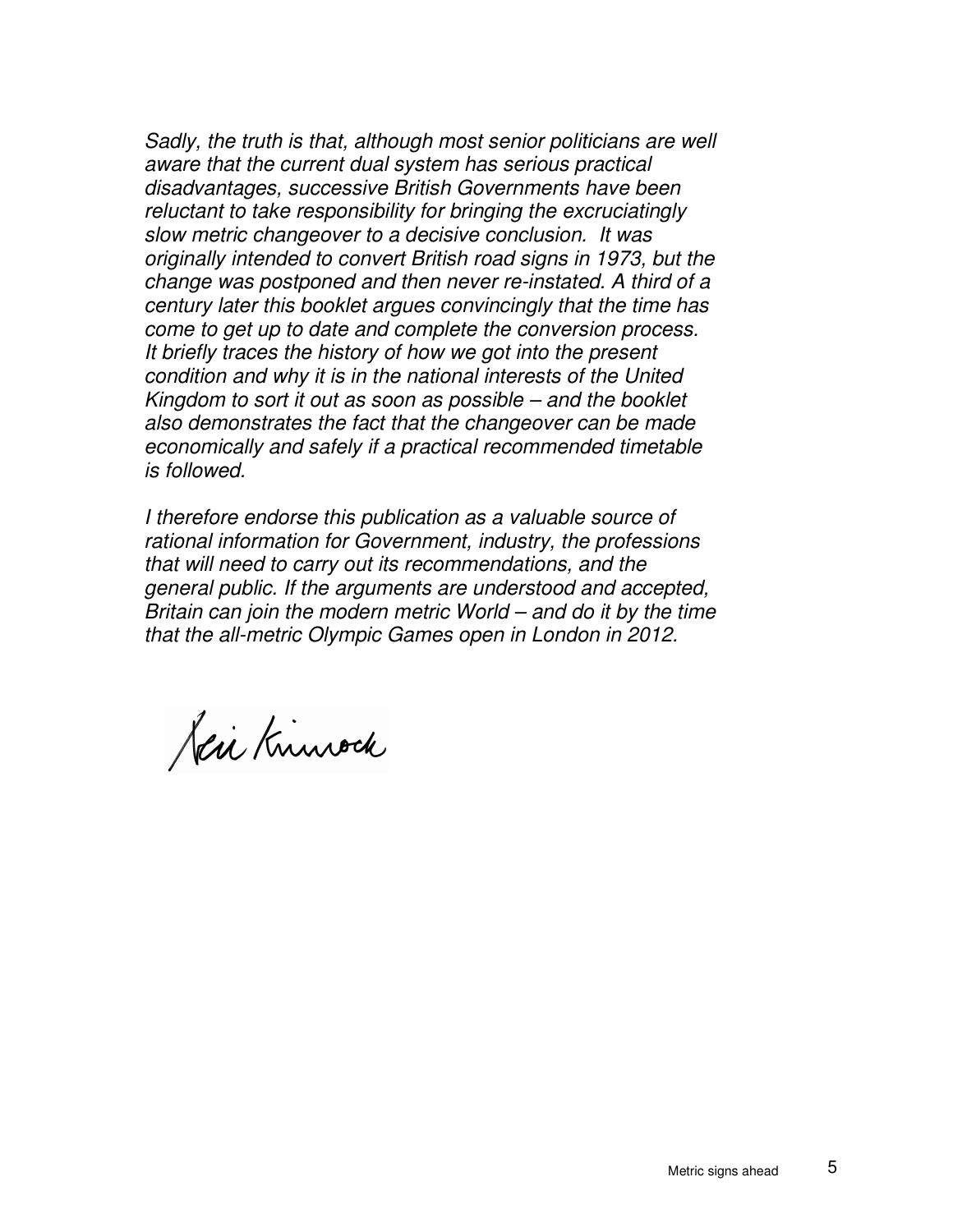*Sadly, the truth is that, although most senior politicians are well aware that the current dual system has serious practical disadvantages, successive British Governments have been reluctant to take responsibility for bringing the excruciatingly slow metric changeover to a decisive conclusion. It was originally intended to convert British road signs in 1973, but the change was postponed and then never re-instated. A third of a century later this booklet argues convincingly that the time has come to get up to date and complete the conversion process. It briefly traces the history of how we got into the present condition and why it is in the national interests of the United Kingdom to sort it out as soon as possible – and the booklet also demonstrates the fact that the changeover can be made economically and safely if a practical recommended timetable is followed.*

*I therefore endorse this publication as a valuable source of rational information for Government, industry, the professions that will need to carry out its recommendations, and the general public. If the arguments are understood and accepted, Britain can join the modern metric World – and do it by the time that the all-metric Olympic Games open in London in 2012.*

Neil Kinnock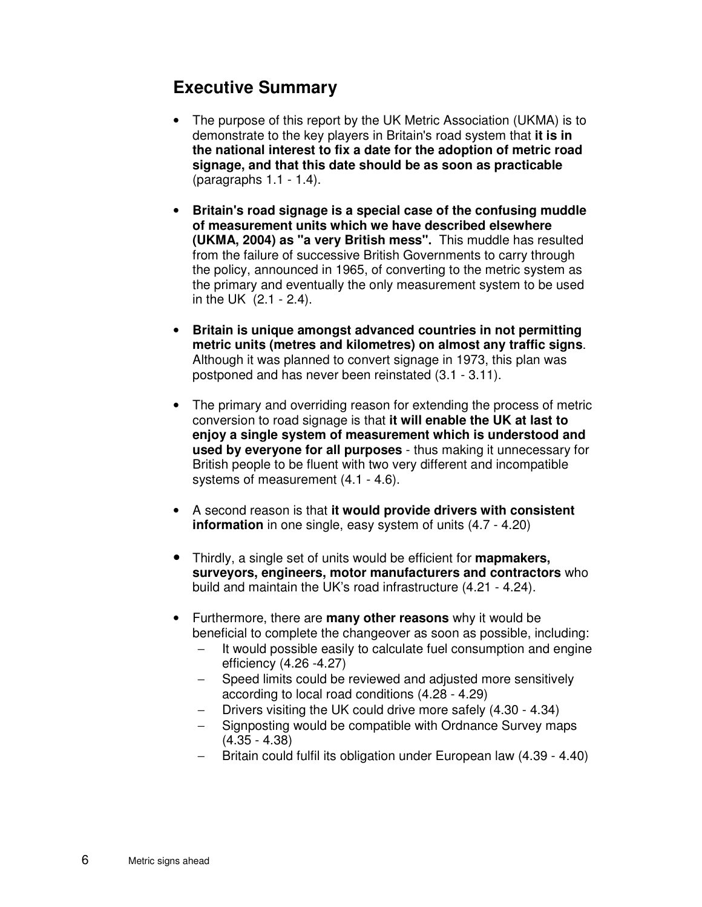## Executive Summary

- The purpose of this report by the UK Metric Association (UKMA) is to demonstrate to the key players in Britain's road system that **it is in the national interest to fix a date for the adoption of metric road signage, and that this date should be as soon as practicable** (paragraphs 1.1 - 1.4).

- **Britain's road signage is a special case of the confusing muddle of measurement units which we have described elsewhere (UKMA, 2004) as "a very British mess".** This muddle has resulted from the failure of successive British Governments to carry through the policy, announced in 1965, of converting to the metric system as the primary and eventually the only measurement system to be used in the UK (2.1 - 2.4).

- **Britain is unique amongst advanced countries in not permitting metric units (metres and kilometres) on almost any traffic signs**. Although it was planned to convert signage in 1973, this plan was postponed and has never been reinstated (3.1 - 3.11).

- The primary and overriding reason for extending the process of metric conversion to road signage is that **it will enable the UK at last to enjoy a single system of measurement which is understood and used by everyone for all purposes** - thus making it unnecessary for British people to be fluent with two very different and incompatible systems of measurement (4.1 - 4.6).

- A second reason is that **it would provide drivers with consistent information** in one single, easy system of units (4.7 - 4.20)

- Thirdly, a single set of units would be efficient for **mapmakers, surveyors, engineers, motor manufacturers and contractors** who build and maintain the UK's road infrastructure (4.21 - 4.24).

- Furthermore, there are **many other reasons** why it would be beneficial to complete the changeover as soon as possible, including:
  - It would possible easily to calculate fuel consumption and engine efficiency (4.26 -4.27)
  - Speed limits could be reviewed and adjusted more sensitively according to local road conditions (4.28 - 4.29)
  - Drivers visiting the UK could drive more safely (4.30 - 4.34)
  - Signposting would be compatible with Ordnance Survey maps (4.35 - 4.38)
  - Britain could fulfil its obligation under European law (4.39 - 4.40)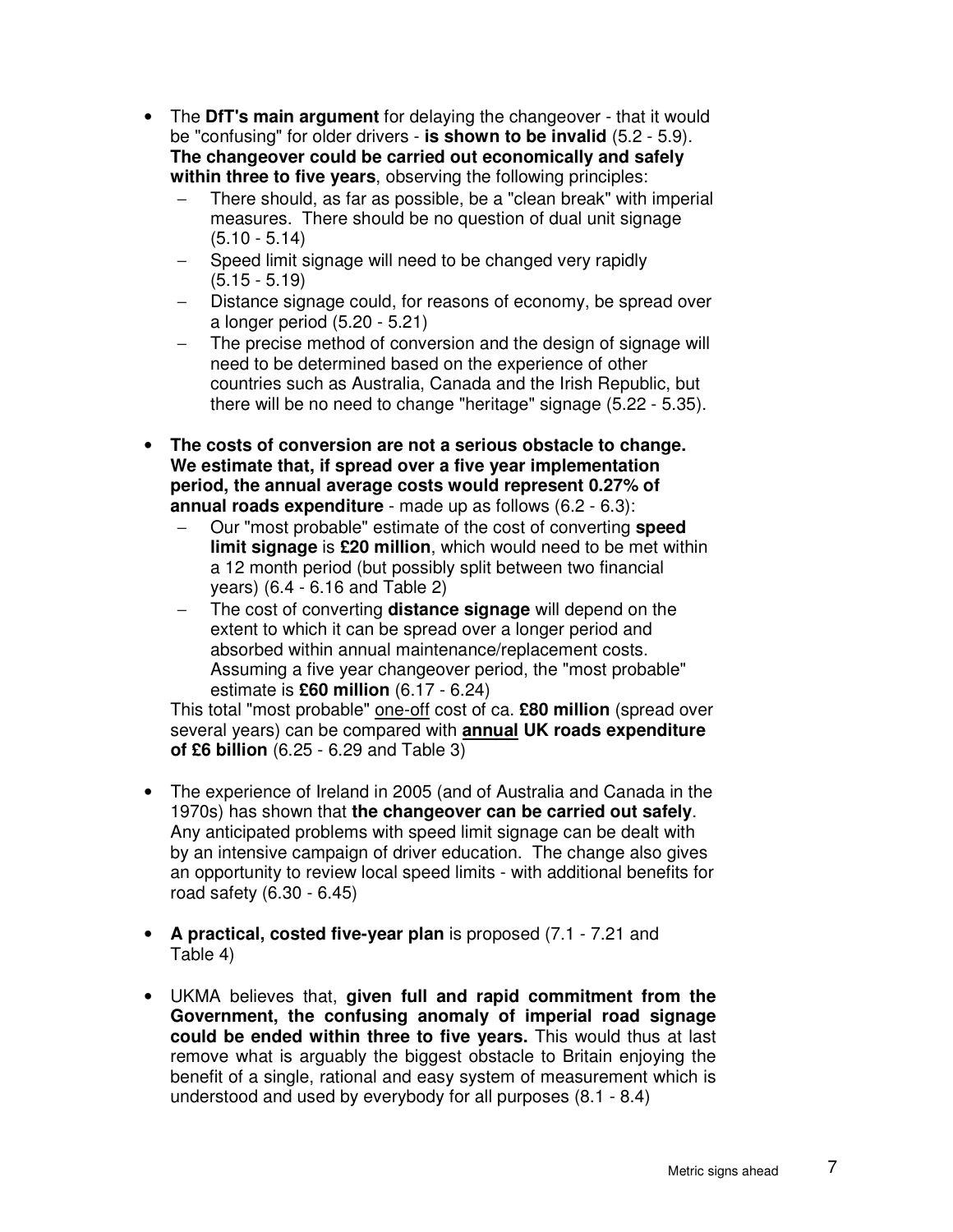- The **DfT's main argument** for delaying the changeover - that it would be "confusing" for older drivers - **is shown to be invalid** (5.2 - 5.9). **The changeover could be carried out economically and safely within three to five years**, observing the following principles:
  - There should, as far as possible, be a "clean break" with imperial measures. There should be no question of dual unit signage (5.10 - 5.14)
  - Speed limit signage will need to be changed very rapidly (5.15 - 5.19)
  - Distance signage could, for reasons of economy, be spread over a longer period (5.20 - 5.21)
  - The precise method of conversion and the design of signage will need to be determined based on the experience of other countries such as Australia, Canada and the Irish Republic, but there will be no need to change "heritage" signage (5.22 - 5.35).

- **The costs of conversion are not a serious obstacle to change. We estimate that, if spread over a five year implementation period, the annual average costs would represent 0.27% of annual roads expenditure** - made up as follows (6.2 - 6.3):
  - Our "most probable" estimate of the cost of converting **speed limit signage** is **£20 million**, which would need to be met within a 12 month period (but possibly split between two financial years) (6.4 - 6.16 and Table 2)
  - The cost of converting **distance signage** will depend on the extent to which it can be spread over a longer period and absorbed within annual maintenance/replacement costs. Assuming a five year changeover period, the "most probable" estimate is **£60 million** (6.17 - 6.24)

  This total "most probable" one-off cost of ca. **£80 million** (spread over several years) can be compared with **annual UK roads expenditure of £6 billion** (6.25 - 6.29 and Table 3)

- The experience of Ireland in 2005 (and of Australia and Canada in the 1970s) has shown that **the changeover can be carried out safely**. Any anticipated problems with speed limit signage can be dealt with by an intensive campaign of driver education. The change also gives an opportunity to review local speed limits - with additional benefits for road safety (6.30 - 6.45)

- **A practical, costed five-year plan** is proposed (7.1 - 7.21 and Table 4)

- UKMA believes that, **given full and rapid commitment from the Government, the confusing anomaly of imperial road signage could be ended within three to five years.** This would thus at last remove what is arguably the biggest obstacle to Britain enjoying the benefit of a single, rational and easy system of measurement which is understood and used by everybody for all purposes (8.1 - 8.4)